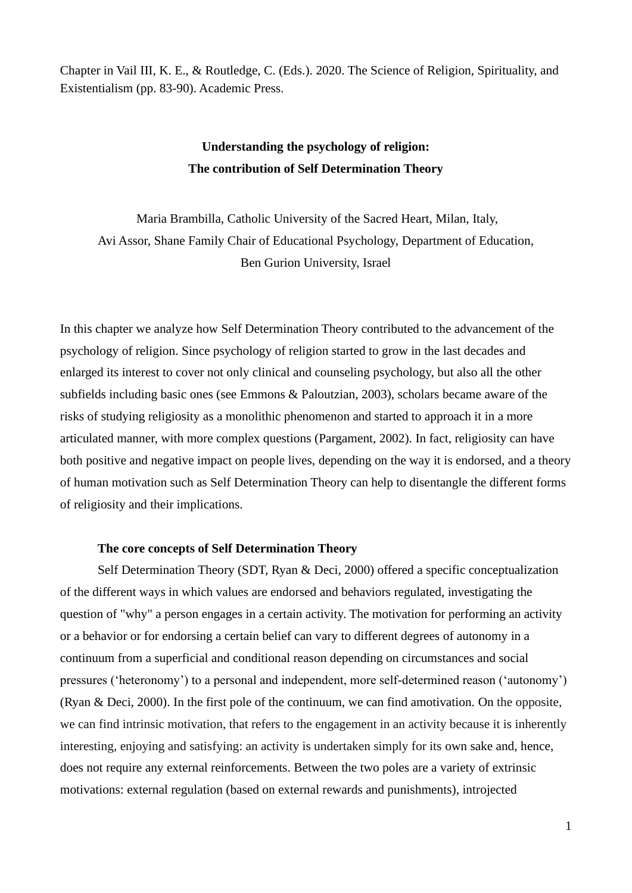Chapter in Vail III, K. E., & Routledge, C. (Eds.). 2020. The Science of Religion, Spirituality, and Existentialism (pp. 83-90). Academic Press.

# Understanding the psychology of religion: The contribution of Self Determination Theory

Maria Brambilla, Catholic University of the Sacred Heart, Milan, Italy,
Avi Assor, Shane Family Chair of Educational Psychology, Department of Education, Ben Gurion University, Israel

In this chapter we analyze how Self Determination Theory contributed to the advancement of the psychology of religion. Since psychology of religion started to grow in the last decades and enlarged its interest to cover not only clinical and counseling psychology, but also all the other subfields including basic ones (see Emmons & Paloutzian, 2003), scholars became aware of the risks of studying religiosity as a monolithic phenomenon and started to approach it in a more articulated manner, with more complex questions (Pargament, 2002). In fact, religiosity can have both positive and negative impact on people lives, depending on the way it is endorsed, and a theory of human motivation such as Self Determination Theory can help to disentangle the different forms of religiosity and their implications.

## The core concepts of Self Determination Theory

Self Determination Theory (SDT, Ryan & Deci, 2000) offered a specific conceptualization of the different ways in which values are endorsed and behaviors regulated, investigating the question of "why" a person engages in a certain activity. The motivation for performing an activity or a behavior or for endorsing a certain belief can vary to different degrees of autonomy in a continuum from a superficial and conditional reason depending on circumstances and social pressures ('heteronomy') to a personal and independent, more self-determined reason ('autonomy') (Ryan & Deci, 2000). In the first pole of the continuum, we can find amotivation. On the opposite, we can find intrinsic motivation, that refers to the engagement in an activity because it is inherently interesting, enjoying and satisfying: an activity is undertaken simply for its own sake and, hence, does not require any external reinforcements. Between the two poles are a variety of extrinsic motivations: external regulation (based on external rewards and punishments), introjected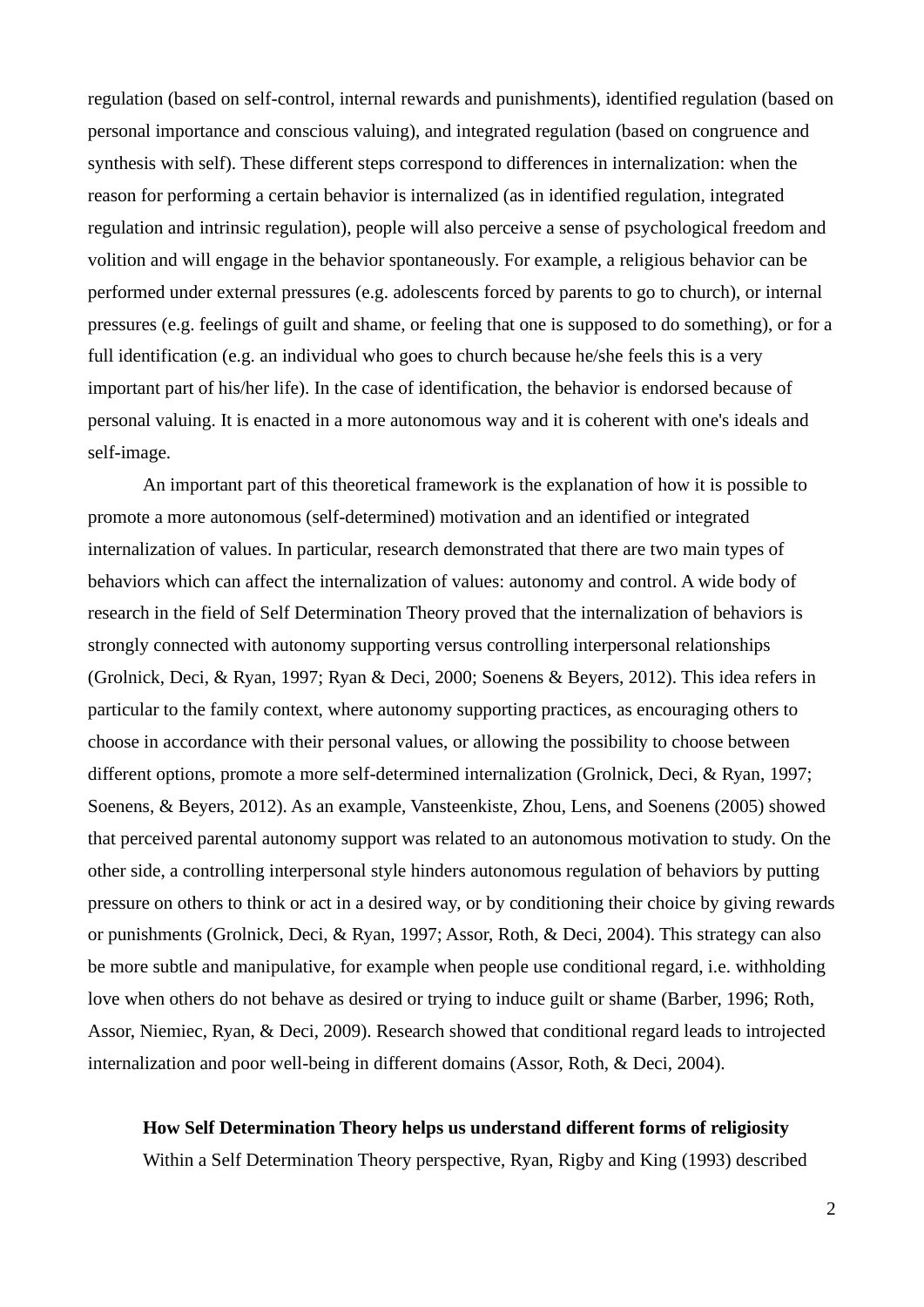regulation (based on self-control, internal rewards and punishments), identified regulation (based on personal importance and conscious valuing), and integrated regulation (based on congruence and synthesis with self). These different steps correspond to differences in internalization: when the reason for performing a certain behavior is internalized (as in identified regulation, integrated regulation and intrinsic regulation), people will also perceive a sense of psychological freedom and volition and will engage in the behavior spontaneously. For example, a religious behavior can be performed under external pressures (e.g. adolescents forced by parents to go to church), or internal pressures (e.g. feelings of guilt and shame, or feeling that one is supposed to do something), or for a full identification (e.g. an individual who goes to church because he/she feels this is a very important part of his/her life). In the case of identification, the behavior is endorsed because of personal valuing. It is enacted in a more autonomous way and it is coherent with one's ideals and self-image.

An important part of this theoretical framework is the explanation of how it is possible to promote a more autonomous (self-determined) motivation and an identified or integrated internalization of values. In particular, research demonstrated that there are two main types of behaviors which can affect the internalization of values: autonomy and control. A wide body of research in the field of Self Determination Theory proved that the internalization of behaviors is strongly connected with autonomy supporting versus controlling interpersonal relationships (Grolnick, Deci, & Ryan, 1997; Ryan & Deci, 2000; Soenens & Beyers, 2012). This idea refers in particular to the family context, where autonomy supporting practices, as encouraging others to choose in accordance with their personal values, or allowing the possibility to choose between different options, promote a more self-determined internalization (Grolnick, Deci, & Ryan, 1997; Soenens, & Beyers, 2012). As an example, Vansteenkiste, Zhou, Lens, and Soenens (2005) showed that perceived parental autonomy support was related to an autonomous motivation to study. On the other side, a controlling interpersonal style hinders autonomous regulation of behaviors by putting pressure on others to think or act in a desired way, or by conditioning their choice by giving rewards or punishments (Grolnick, Deci, & Ryan, 1997; Assor, Roth, & Deci, 2004). This strategy can also be more subtle and manipulative, for example when people use conditional regard, i.e. withholding love when others do not behave as desired or trying to induce guilt or shame (Barber, 1996; Roth, Assor, Niemiec, Ryan, & Deci, 2009). Research showed that conditional regard leads to introjected internalization and poor well-being in different domains (Assor, Roth, & Deci, 2004).

### How Self Determination Theory helps us understand different forms of religiosity

Within a Self Determination Theory perspective, Ryan, Rigby and King (1993) described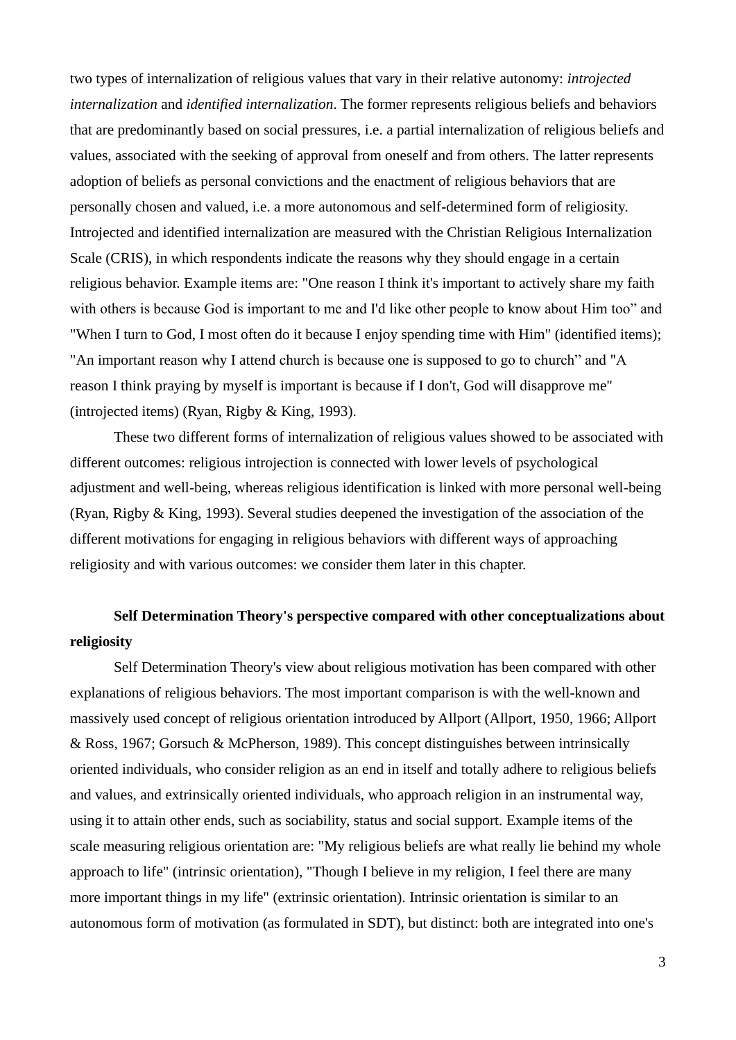two types of internalization of religious values that vary in their relative autonomy: *introjected internalization* and *identified internalization*. The former represents religious beliefs and behaviors that are predominantly based on social pressures, i.e. a partial internalization of religious beliefs and values, associated with the seeking of approval from oneself and from others. The latter represents adoption of beliefs as personal convictions and the enactment of religious behaviors that are personally chosen and valued, i.e. a more autonomous and self-determined form of religiosity. Introjected and identified internalization are measured with the Christian Religious Internalization Scale (CRIS), in which respondents indicate the reasons why they should engage in a certain religious behavior. Example items are: "One reason I think it's important to actively share my faith with others is because God is important to me and I'd like other people to know about Him too" and "When I turn to God, I most often do it because I enjoy spending time with Him" (identified items); "An important reason why I attend church is because one is supposed to go to church" and "A reason I think praying by myself is important is because if I don't, God will disapprove me" (introjected items) (Ryan, Rigby & King, 1993).

These two different forms of internalization of religious values showed to be associated with different outcomes: religious introjection is connected with lower levels of psychological adjustment and well-being, whereas religious identification is linked with more personal well-being (Ryan, Rigby & King, 1993). Several studies deepened the investigation of the association of the different motivations for engaging in religious behaviors with different ways of approaching religiosity and with various outcomes: we consider them later in this chapter.

**Self Determination Theory's perspective compared with other conceptualizations about religiosity**

Self Determination Theory's view about religious motivation has been compared with other explanations of religious behaviors. The most important comparison is with the well-known and massively used concept of religious orientation introduced by Allport (Allport, 1950, 1966; Allport & Ross, 1967; Gorsuch & McPherson, 1989). This concept distinguishes between intrinsically oriented individuals, who consider religion as an end in itself and totally adhere to religious beliefs and values, and extrinsically oriented individuals, who approach religion in an instrumental way, using it to attain other ends, such as sociability, status and social support. Example items of the scale measuring religious orientation are: "My religious beliefs are what really lie behind my whole approach to life" (intrinsic orientation), "Though I believe in my religion, I feel there are many more important things in my life" (extrinsic orientation). Intrinsic orientation is similar to an autonomous form of motivation (as formulated in SDT), but distinct: both are integrated into one's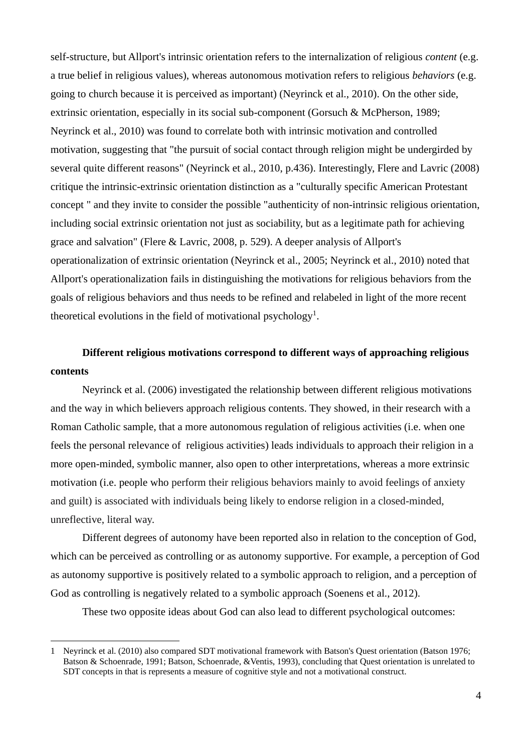self-structure, but Allport's intrinsic orientation refers to the internalization of religious *content* (e.g. a true belief in religious values), whereas autonomous motivation refers to religious *behaviors* (e.g. going to church because it is perceived as important) (Neyrinck et al., 2010). On the other side, extrinsic orientation, especially in its social sub-component (Gorsuch & McPherson, 1989; Neyrinck et al., 2010) was found to correlate both with intrinsic motivation and controlled motivation, suggesting that "the pursuit of social contact through religion might be undergirded by several quite different reasons" (Neyrinck et al., 2010, p.436). Interestingly, Flere and Lavric (2008) critique the intrinsic-extrinsic orientation distinction as a "culturally specific American Protestant concept " and they invite to consider the possible "authenticity of non-intrinsic religious orientation, including social extrinsic orientation not just as sociability, but as a legitimate path for achieving grace and salvation" (Flere & Lavric, 2008, p. 529). A deeper analysis of Allport's operationalization of extrinsic orientation (Neyrinck et al., 2005; Neyrinck et al., 2010) noted that Allport's operationalization fails in distinguishing the motivations for religious behaviors from the goals of religious behaviors and thus needs to be refined and relabeled in light of the more recent theoretical evolutions in the field of motivational psychology[1].

**Different religious motivations correspond to different ways of approaching religious contents**

Neyrinck et al. (2006) investigated the relationship between different religious motivations and the way in which believers approach religious contents. They showed, in their research with a Roman Catholic sample, that a more autonomous regulation of religious activities (i.e. when one feels the personal relevance of religious activities) leads individuals to approach their religion in a more open-minded, symbolic manner, also open to other interpretations, whereas a more extrinsic motivation (i.e. people who perform their religious behaviors mainly to avoid feelings of anxiety and guilt) is associated with individuals being likely to endorse religion in a closed-minded, unreflective, literal way.

Different degrees of autonomy have been reported also in relation to the conception of God, which can be perceived as controlling or as autonomy supportive. For example, a perception of God as autonomy supportive is positively related to a symbolic approach to religion, and a perception of God as controlling is negatively related to a symbolic approach (Soenens et al., 2012).

These two opposite ideas about God can also lead to different psychological outcomes:

---

1 Neyrinck et al. (2010) also compared SDT motivational framework with Batson's Quest orientation (Batson 1976; Batson & Schoenrade, 1991; Batson, Schoenrade, &Ventis, 1993), concluding that Quest orientation is unrelated to SDT concepts in that is represents a measure of cognitive style and not a motivational construct.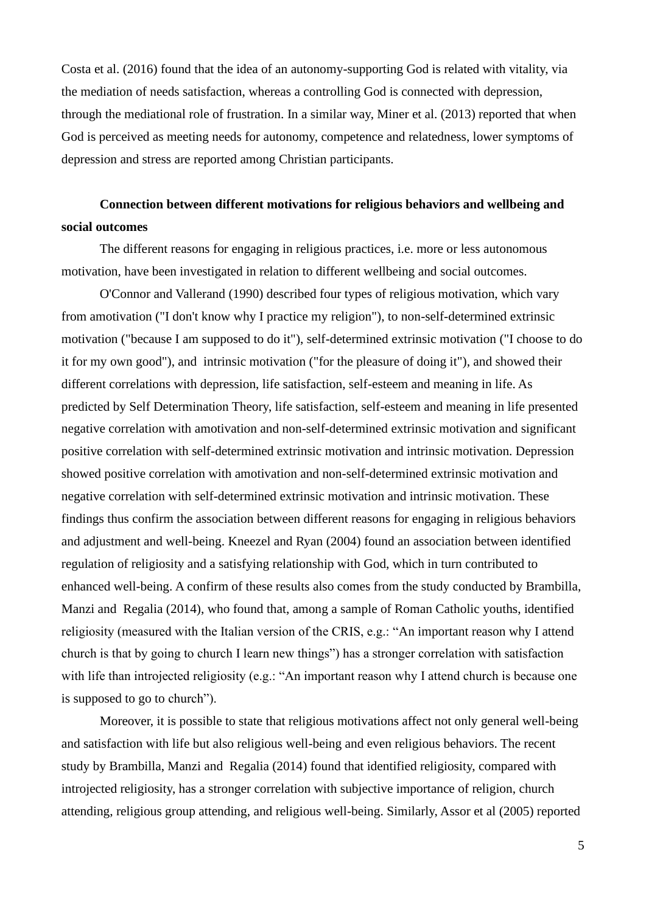Costa et al. (2016) found that the idea of an autonomy-supporting God is related with vitality, via the mediation of needs satisfaction, whereas a controlling God is connected with depression, through the mediational role of frustration. In a similar way, Miner et al. (2013) reported that when God is perceived as meeting needs for autonomy, competence and relatedness, lower symptoms of depression and stress are reported among Christian participants.

**Connection between different motivations for religious behaviors and wellbeing and social outcomes**

The different reasons for engaging in religious practices, i.e. more or less autonomous motivation, have been investigated in relation to different wellbeing and social outcomes.

O'Connor and Vallerand (1990) described four types of religious motivation, which vary from amotivation ("I don't know why I practice my religion"), to non-self-determined extrinsic motivation ("because I am supposed to do it"), self-determined extrinsic motivation ("I choose to do it for my own good"), and intrinsic motivation ("for the pleasure of doing it"), and showed their different correlations with depression, life satisfaction, self-esteem and meaning in life. As predicted by Self Determination Theory, life satisfaction, self-esteem and meaning in life presented negative correlation with amotivation and non-self-determined extrinsic motivation and significant positive correlation with self-determined extrinsic motivation and intrinsic motivation. Depression showed positive correlation with amotivation and non-self-determined extrinsic motivation and negative correlation with self-determined extrinsic motivation and intrinsic motivation. These findings thus confirm the association between different reasons for engaging in religious behaviors and adjustment and well-being. Kneezel and Ryan (2004) found an association between identified regulation of religiosity and a satisfying relationship with God, which in turn contributed to enhanced well-being. A confirm of these results also comes from the study conducted by Brambilla, Manzi and Regalia (2014), who found that, among a sample of Roman Catholic youths, identified religiosity (measured with the Italian version of the CRIS, e.g.: "An important reason why I attend church is that by going to church I learn new things") has a stronger correlation with satisfaction with life than introjected religiosity (e.g.: "An important reason why I attend church is because one is supposed to go to church").

Moreover, it is possible to state that religious motivations affect not only general well-being and satisfaction with life but also religious well-being and even religious behaviors. The recent study by Brambilla, Manzi and Regalia (2014) found that identified religiosity, compared with introjected religiosity, has a stronger correlation with subjective importance of religion, church attending, religious group attending, and religious well-being. Similarly, Assor et al (2005) reported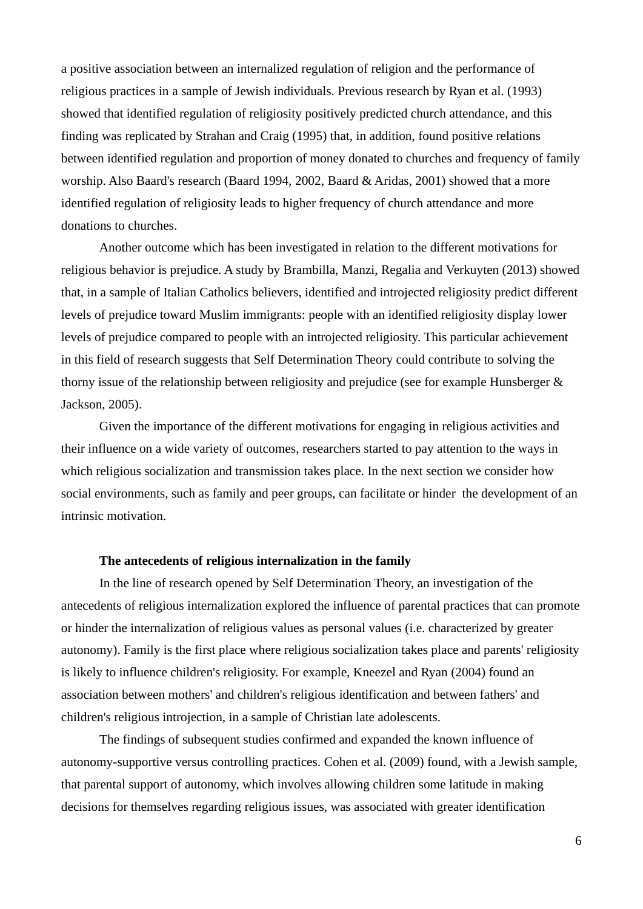a positive association between an internalized regulation of religion and the performance of religious practices in a sample of Jewish individuals. Previous research by Ryan et al. (1993) showed that identified regulation of religiosity positively predicted church attendance, and this finding was replicated by Strahan and Craig (1995) that, in addition, found positive relations between identified regulation and proportion of money donated to churches and frequency of family worship. Also Baard's research (Baard 1994, 2002, Baard & Aridas, 2001) showed that a more identified regulation of religiosity leads to higher frequency of church attendance and more donations to churches.

Another outcome which has been investigated in relation to the different motivations for religious behavior is prejudice. A study by Brambilla, Manzi, Regalia and Verkuyten (2013) showed that, in a sample of Italian Catholics believers, identified and introjected religiosity predict different levels of prejudice toward Muslim immigrants: people with an identified religiosity display lower levels of prejudice compared to people with an introjected religiosity. This particular achievement in this field of research suggests that Self Determination Theory could contribute to solving the thorny issue of the relationship between religiosity and prejudice (see for example Hunsberger & Jackson, 2005).

Given the importance of the different motivations for engaging in religious activities and their influence on a wide variety of outcomes, researchers started to pay attention to the ways in which religious socialization and transmission takes place. In the next section we consider how social environments, such as family and peer groups, can facilitate or hinder the development of an intrinsic motivation.

### The antecedents of religious internalization in the family

In the line of research opened by Self Determination Theory, an investigation of the antecedents of religious internalization explored the influence of parental practices that can promote or hinder the internalization of religious values as personal values (i.e. characterized by greater autonomy). Family is the first place where religious socialization takes place and parents' religiosity is likely to influence children's religiosity. For example, Kneezel and Ryan (2004) found an association between mothers' and children's religious identification and between fathers' and children's religious introjection, in a sample of Christian late adolescents.

The findings of subsequent studies confirmed and expanded the known influence of autonomy-supportive versus controlling practices. Cohen et al. (2009) found, with a Jewish sample, that parental support of autonomy, which involves allowing children some latitude in making decisions for themselves regarding religious issues, was associated with greater identification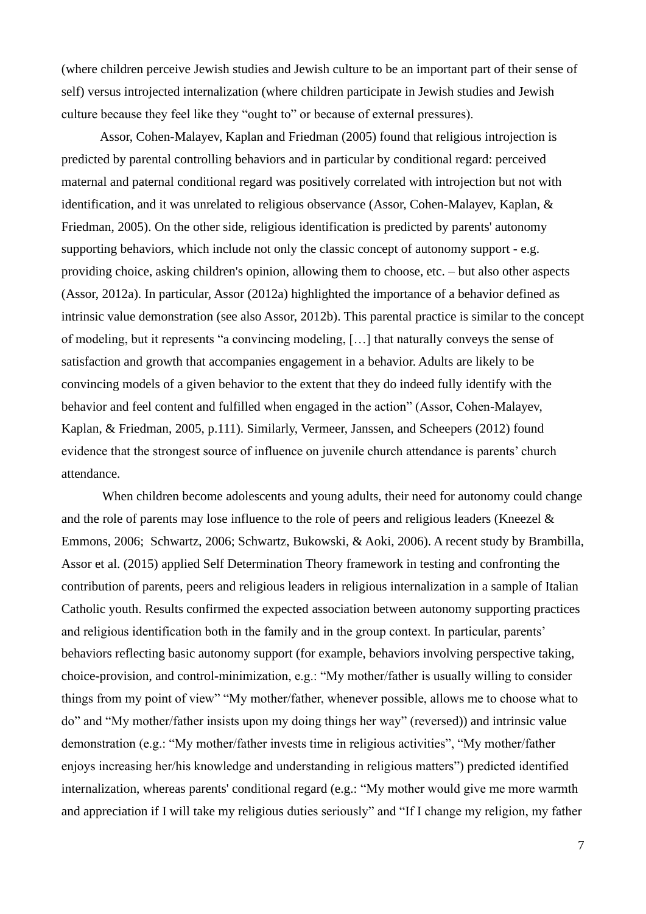(where children perceive Jewish studies and Jewish culture to be an important part of their sense of self) versus introjected internalization (where children participate in Jewish studies and Jewish culture because they feel like they "ought to" or because of external pressures).

Assor, Cohen-Malayev, Kaplan and Friedman (2005) found that religious introjection is predicted by parental controlling behaviors and in particular by conditional regard: perceived maternal and paternal conditional regard was positively correlated with introjection but not with identification, and it was unrelated to religious observance (Assor, Cohen-Malayev, Kaplan, & Friedman, 2005). On the other side, religious identification is predicted by parents' autonomy supporting behaviors, which include not only the classic concept of autonomy support - e.g. providing choice, asking children's opinion, allowing them to choose, etc. – but also other aspects (Assor, 2012a). In particular, Assor (2012a) highlighted the importance of a behavior defined as intrinsic value demonstration (see also Assor, 2012b). This parental practice is similar to the concept of modeling, but it represents "a convincing modeling, […] that naturally conveys the sense of satisfaction and growth that accompanies engagement in a behavior. Adults are likely to be convincing models of a given behavior to the extent that they do indeed fully identify with the behavior and feel content and fulfilled when engaged in the action" (Assor, Cohen-Malayev, Kaplan, & Friedman, 2005, p.111). Similarly, Vermeer, Janssen, and Scheepers (2012) found evidence that the strongest source of influence on juvenile church attendance is parents' church attendance.

When children become adolescents and young adults, their need for autonomy could change and the role of parents may lose influence to the role of peers and religious leaders (Kneezel & Emmons, 2006; Schwartz, 2006; Schwartz, Bukowski, & Aoki, 2006). A recent study by Brambilla, Assor et al. (2015) applied Self Determination Theory framework in testing and confronting the contribution of parents, peers and religious leaders in religious internalization in a sample of Italian Catholic youth. Results confirmed the expected association between autonomy supporting practices and religious identification both in the family and in the group context. In particular, parents' behaviors reflecting basic autonomy support (for example, behaviors involving perspective taking, choice-provision, and control-minimization, e.g.: "My mother/father is usually willing to consider things from my point of view" "My mother/father, whenever possible, allows me to choose what to do" and "My mother/father insists upon my doing things her way" (reversed)) and intrinsic value demonstration (e.g.: "My mother/father invests time in religious activities", "My mother/father enjoys increasing her/his knowledge and understanding in religious matters") predicted identified internalization, whereas parents' conditional regard (e.g.: "My mother would give me more warmth and appreciation if I will take my religious duties seriously" and "If I change my religion, my father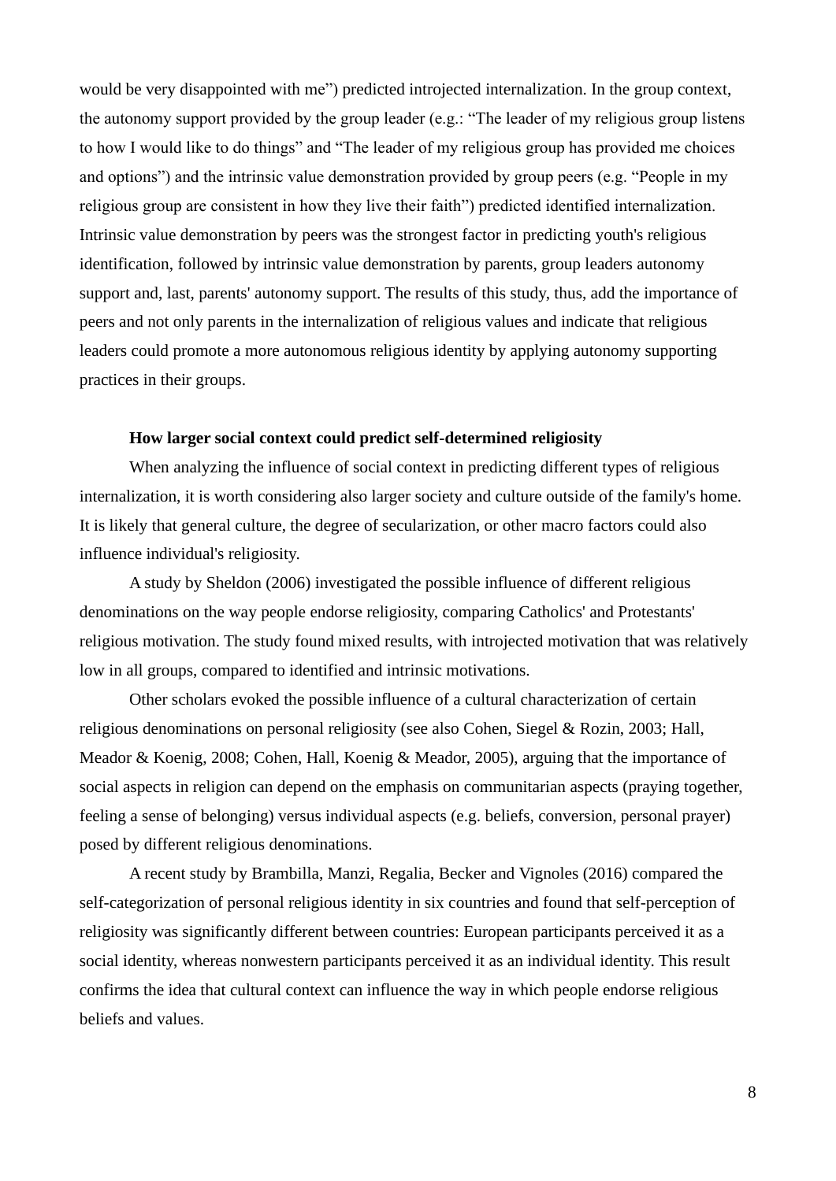would be very disappointed with me") predicted introjected internalization. In the group context, the autonomy support provided by the group leader (e.g.: "The leader of my religious group listens to how I would like to do things" and "The leader of my religious group has provided me choices and options") and the intrinsic value demonstration provided by group peers (e.g. "People in my religious group are consistent in how they live their faith") predicted identified internalization. Intrinsic value demonstration by peers was the strongest factor in predicting youth's religious identification, followed by intrinsic value demonstration by parents, group leaders autonomy support and, last, parents' autonomy support. The results of this study, thus, add the importance of peers and not only parents in the internalization of religious values and indicate that religious leaders could promote a more autonomous religious identity by applying autonomy supporting practices in their groups.

**How larger social context could predict self-determined religiosity**

When analyzing the influence of social context in predicting different types of religious internalization, it is worth considering also larger society and culture outside of the family's home. It is likely that general culture, the degree of secularization, or other macro factors could also influence individual's religiosity.

A study by Sheldon (2006) investigated the possible influence of different religious denominations on the way people endorse religiosity, comparing Catholics' and Protestants' religious motivation. The study found mixed results, with introjected motivation that was relatively low in all groups, compared to identified and intrinsic motivations.

Other scholars evoked the possible influence of a cultural characterization of certain religious denominations on personal religiosity (see also Cohen, Siegel & Rozin, 2003; Hall, Meador & Koenig, 2008; Cohen, Hall, Koenig & Meador, 2005), arguing that the importance of social aspects in religion can depend on the emphasis on communitarian aspects (praying together, feeling a sense of belonging) versus individual aspects (e.g. beliefs, conversion, personal prayer) posed by different religious denominations.

A recent study by Brambilla, Manzi, Regalia, Becker and Vignoles (2016) compared the self-categorization of personal religious identity in six countries and found that self-perception of religiosity was significantly different between countries: European participants perceived it as a social identity, whereas nonwestern participants perceived it as an individual identity. This result confirms the idea that cultural context can influence the way in which people endorse religious beliefs and values.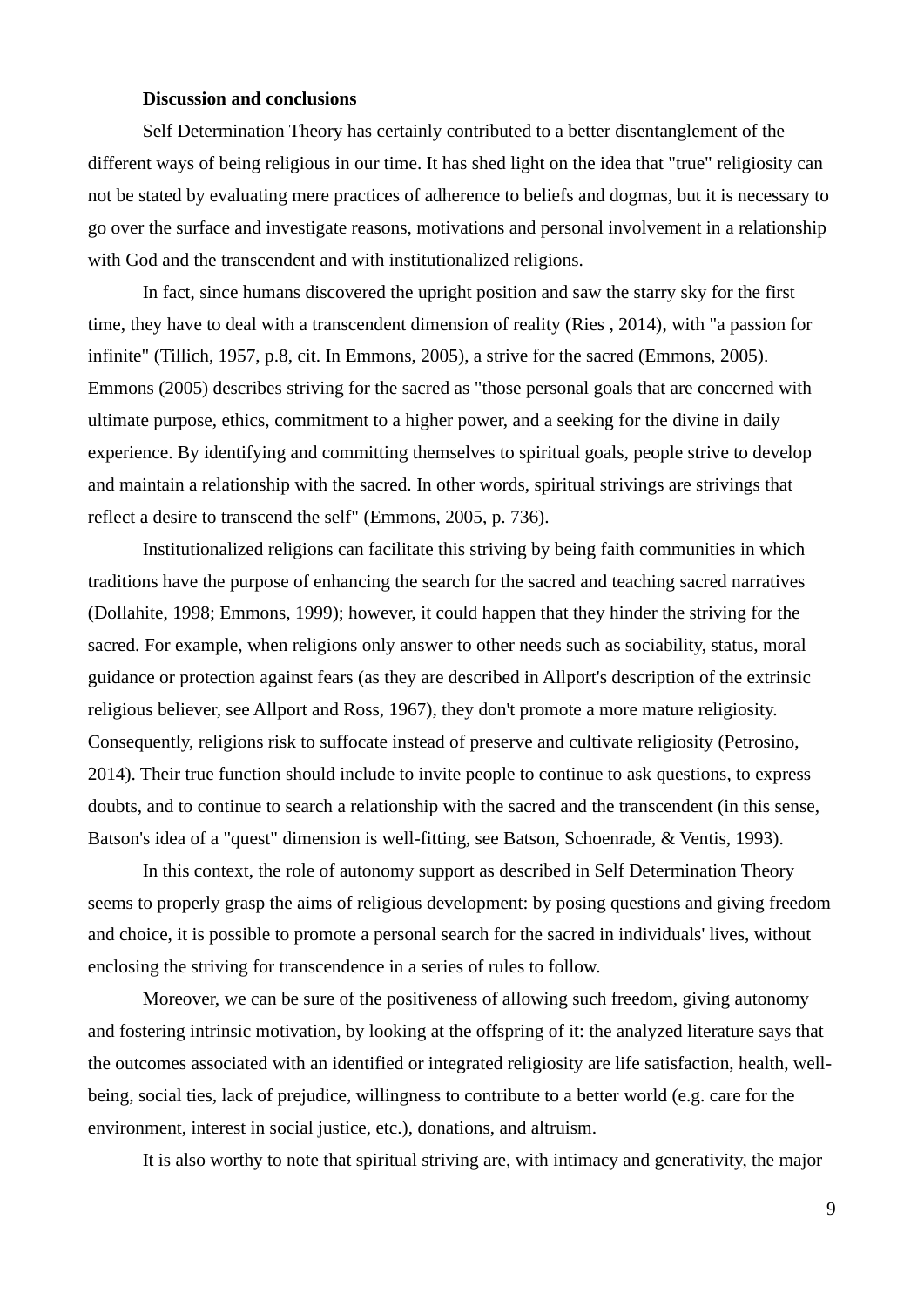**Discussion and conclusions**

Self Determination Theory has certainly contributed to a better disentanglement of the different ways of being religious in our time. It has shed light on the idea that "true" religiosity can not be stated by evaluating mere practices of adherence to beliefs and dogmas, but it is necessary to go over the surface and investigate reasons, motivations and personal involvement in a relationship with God and the transcendent and with institutionalized religions.

In fact, since humans discovered the upright position and saw the starry sky for the first time, they have to deal with a transcendent dimension of reality (Ries , 2014), with "a passion for infinite" (Tillich, 1957, p.8, cit. In Emmons, 2005), a strive for the sacred (Emmons, 2005). Emmons (2005) describes striving for the sacred as "those personal goals that are concerned with ultimate purpose, ethics, commitment to a higher power, and a seeking for the divine in daily experience. By identifying and committing themselves to spiritual goals, people strive to develop and maintain a relationship with the sacred. In other words, spiritual strivings are strivings that reflect a desire to transcend the self" (Emmons, 2005, p. 736).

Institutionalized religions can facilitate this striving by being faith communities in which traditions have the purpose of enhancing the search for the sacred and teaching sacred narratives (Dollahite, 1998; Emmons, 1999); however, it could happen that they hinder the striving for the sacred. For example, when religions only answer to other needs such as sociability, status, moral guidance or protection against fears (as they are described in Allport's description of the extrinsic religious believer, see Allport and Ross, 1967), they don't promote a more mature religiosity. Consequently, religions risk to suffocate instead of preserve and cultivate religiosity (Petrosino, 2014). Their true function should include to invite people to continue to ask questions, to express doubts, and to continue to search a relationship with the sacred and the transcendent (in this sense, Batson's idea of a "quest" dimension is well-fitting, see Batson, Schoenrade, & Ventis, 1993).

In this context, the role of autonomy support as described in Self Determination Theory seems to properly grasp the aims of religious development: by posing questions and giving freedom and choice, it is possible to promote a personal search for the sacred in individuals' lives, without enclosing the striving for transcendence in a series of rules to follow.

Moreover, we can be sure of the positiveness of allowing such freedom, giving autonomy and fostering intrinsic motivation, by looking at the offspring of it: the analyzed literature says that the outcomes associated with an identified or integrated religiosity are life satisfaction, health, well-being, social ties, lack of prejudice, willingness to contribute to a better world (e.g. care for the environment, interest in social justice, etc.), donations, and altruism.

It is also worthy to note that spiritual striving are, with intimacy and generativity, the major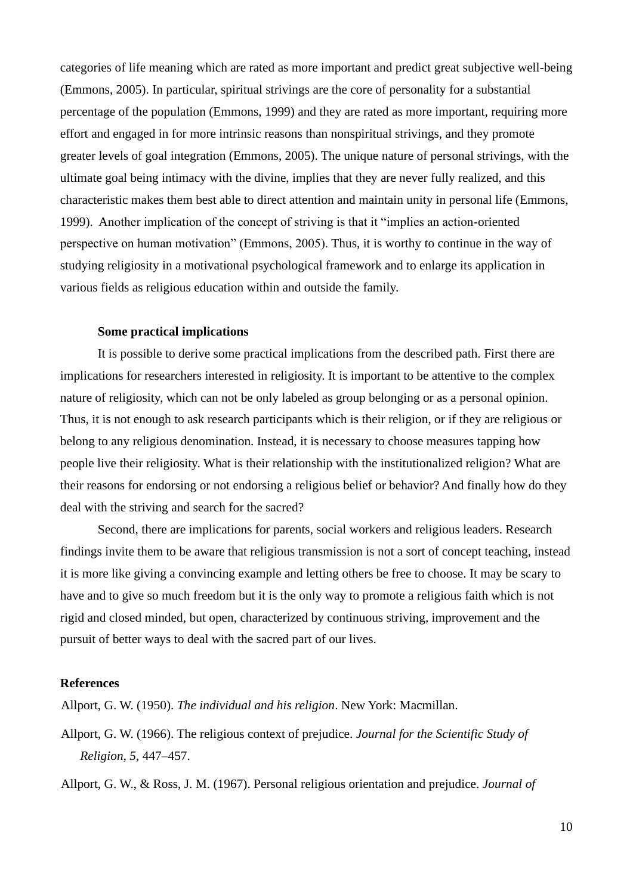categories of life meaning which are rated as more important and predict great subjective well-being (Emmons, 2005). In particular, spiritual strivings are the core of personality for a substantial percentage of the population (Emmons, 1999) and they are rated as more important, requiring more effort and engaged in for more intrinsic reasons than nonspiritual strivings, and they promote greater levels of goal integration (Emmons, 2005). The unique nature of personal strivings, with the ultimate goal being intimacy with the divine, implies that they are never fully realized, and this characteristic makes them best able to direct attention and maintain unity in personal life (Emmons, 1999). Another implication of the concept of striving is that it "implies an action-oriented perspective on human motivation" (Emmons, 2005). Thus, it is worthy to continue in the way of studying religiosity in a motivational psychological framework and to enlarge its application in various fields as religious education within and outside the family.

### Some practical implications

It is possible to derive some practical implications from the described path. First there are implications for researchers interested in religiosity. It is important to be attentive to the complex nature of religiosity, which can not be only labeled as group belonging or as a personal opinion. Thus, it is not enough to ask research participants which is their religion, or if they are religious or belong to any religious denomination. Instead, it is necessary to choose measures tapping how people live their religiosity. What is their relationship with the institutionalized religion? What are their reasons for endorsing or not endorsing a religious belief or behavior? And finally how do they deal with the striving and search for the sacred?

Second, there are implications for parents, social workers and religious leaders. Research findings invite them to be aware that religious transmission is not a sort of concept teaching, instead it is more like giving a convincing example and letting others be free to choose. It may be scary to have and to give so much freedom but it is the only way to promote a religious faith which is not rigid and closed minded, but open, characterized by continuous striving, improvement and the pursuit of better ways to deal with the sacred part of our lives.

## References

Allport, G. W. (1950). *The individual and his religion*. New York: Macmillan.

Allport, G. W. (1966). The religious context of prejudice. *Journal for the Scientific Study of Religion, 5,* 447–457.

Allport, G. W., & Ross, J. M. (1967). Personal religious orientation and prejudice. *Journal of*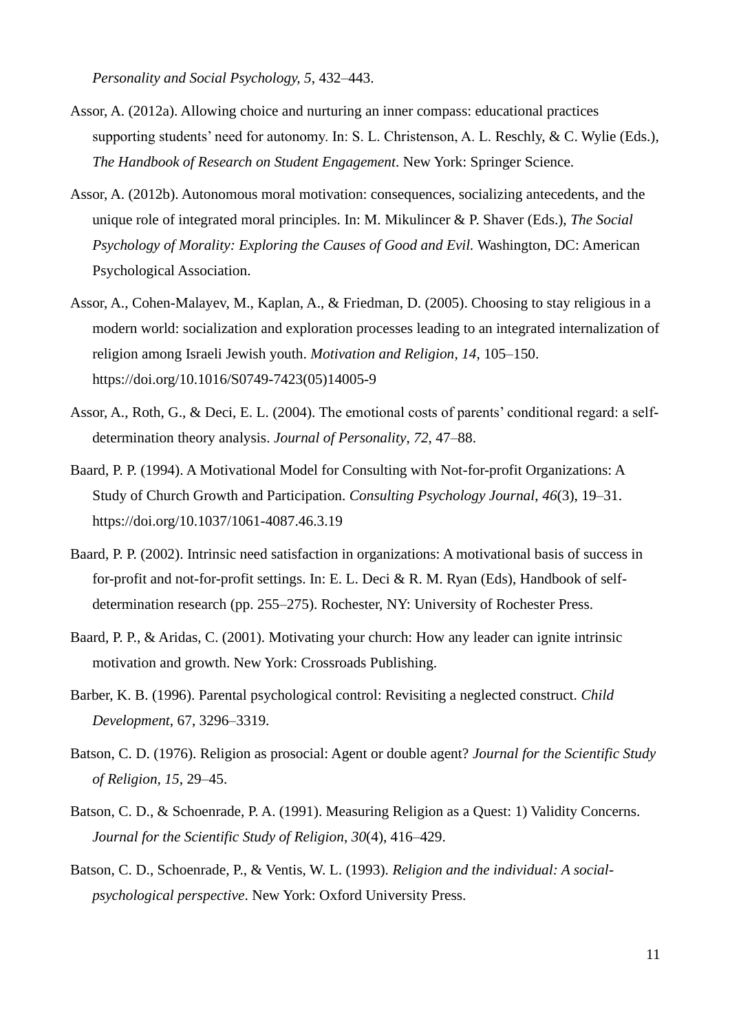*Personality and Social Psychology, 5*, 432–443.

Assor, A. (2012a). Allowing choice and nurturing an inner compass: educational practices supporting students' need for autonomy. In: S. L. Christenson, A. L. Reschly, & C. Wylie (Eds.), *The Handbook of Research on Student Engagement*. New York: Springer Science.

Assor, A. (2012b). Autonomous moral motivation: consequences, socializing antecedents, and the unique role of integrated moral principles. In: M. Mikulincer & P. Shaver (Eds.), *The Social Psychology of Morality: Exploring the Causes of Good and Evil.* Washington, DC: American Psychological Association.

Assor, A., Cohen-Malayev, M., Kaplan, A., & Friedman, D. (2005). Choosing to stay religious in a modern world: socialization and exploration processes leading to an integrated internalization of religion among Israeli Jewish youth. *Motivation and Religion*, *14*, 105–150. https://doi.org/10.1016/S0749-7423(05)14005-9

Assor, A., Roth, G., & Deci, E. L. (2004). The emotional costs of parents' conditional regard: a self-determination theory analysis. *Journal of Personality*, *72*, 47–88.

Baard, P. P. (1994). A Motivational Model for Consulting with Not-for-profit Organizations: A Study of Church Growth and Participation. *Consulting Psychology Journal*, *46*(3), 19–31. https://doi.org/10.1037/1061-4087.46.3.19

Baard, P. P. (2002). Intrinsic need satisfaction in organizations: A motivational basis of success in for-profit and not-for-profit settings. In: E. L. Deci & R. M. Ryan (Eds), Handbook of self-determination research (pp. 255–275). Rochester, NY: University of Rochester Press.

Baard, P. P., & Aridas, C. (2001). Motivating your church: How any leader can ignite intrinsic motivation and growth. New York: Crossroads Publishing.

Barber, K. B. (1996). Parental psychological control: Revisiting a neglected construct. *Child Development*, 67, 3296–3319.

Batson, C. D. (1976). Religion as prosocial: Agent or double agent? *Journal for the Scientific Study of Religion, 15*, 29–45.

Batson, C. D., & Schoenrade, P. A. (1991). Measuring Religion as a Quest: 1) Validity Concerns. *Journal for the Scientific Study of Religion*, *30*(4), 416–429.

Batson, C. D., Schoenrade, P., & Ventis, W. L. (1993). *Religion and the individual: A social-psychological perspective*. New York: Oxford University Press.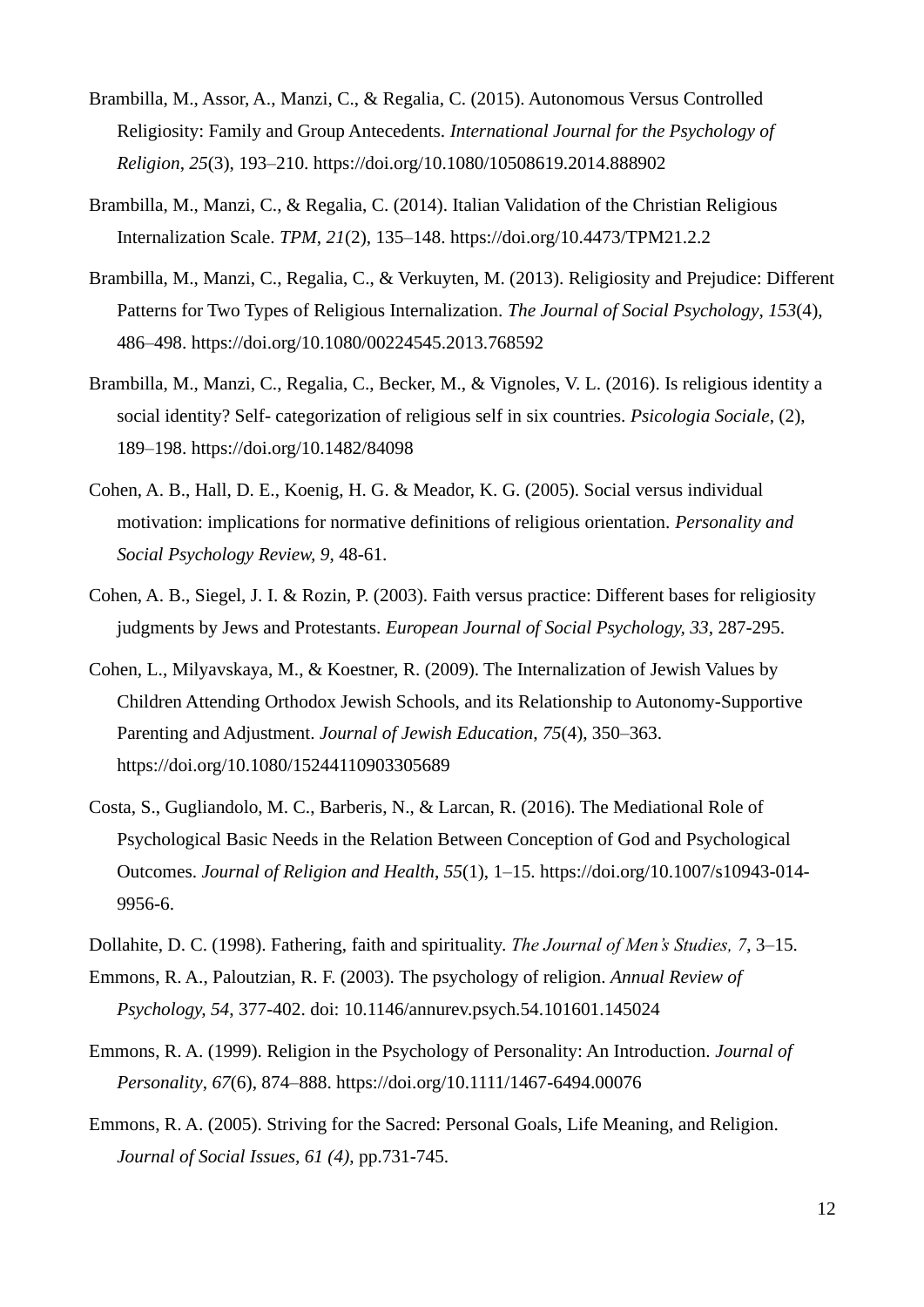Brambilla, M., Assor, A., Manzi, C., & Regalia, C. (2015). Autonomous Versus Controlled Religiosity: Family and Group Antecedents. *International Journal for the Psychology of Religion*, *25*(3), 193–210. https://doi.org/10.1080/10508619.2014.888902

Brambilla, M., Manzi, C., & Regalia, C. (2014). Italian Validation of the Christian Religious Internalization Scale. *TPM*, *21*(2), 135–148. https://doi.org/10.4473/TPM21.2.2

Brambilla, M., Manzi, C., Regalia, C., & Verkuyten, M. (2013). Religiosity and Prejudice: Different Patterns for Two Types of Religious Internalization. *The Journal of Social Psychology*, *153*(4), 486–498. https://doi.org/10.1080/00224545.2013.768592

Brambilla, M., Manzi, C., Regalia, C., Becker, M., & Vignoles, V. L. (2016). Is religious identity a social identity? Self- categorization of religious self in six countries. *Psicologia Sociale*, (2), 189–198. https://doi.org/10.1482/84098

Cohen, A. B., Hall, D. E., Koenig, H. G. & Meador, K. G. (2005). Social versus individual motivation: implications for normative definitions of religious orientation. *Personality and Social Psychology Review, 9*, 48-61.

Cohen, A. B., Siegel, J. I. & Rozin, P. (2003). Faith versus practice: Different bases for religiosity judgments by Jews and Protestants. *European Journal of Social Psychology, 33*, 287-295.

Cohen, L., Milyavskaya, M., & Koestner, R. (2009). The Internalization of Jewish Values by Children Attending Orthodox Jewish Schools, and its Relationship to Autonomy-Supportive Parenting and Adjustment. *Journal of Jewish Education*, *75*(4), 350–363. https://doi.org/10.1080/15244110903305689

Costa, S., Gugliandolo, M. C., Barberis, N., & Larcan, R. (2016). The Mediational Role of Psychological Basic Needs in the Relation Between Conception of God and Psychological Outcomes. *Journal of Religion and Health*, *55*(1), 1–15. https://doi.org/10.1007/s10943-014-9956-6.

Dollahite, D. C. (1998). Fathering, faith and spirituality. *The Journal of Men's Studies, 7*, 3–15.

Emmons, R. A., Paloutzian, R. F. (2003). The psychology of religion. *Annual Review of Psychology, 54*, 377-402. doi: 10.1146/annurev.psych.54.101601.145024

Emmons, R. A. (1999). Religion in the Psychology of Personality: An Introduction. *Journal of Personality*, *67*(6), 874–888. https://doi.org/10.1111/1467-6494.00076

Emmons, R. A. (2005). Striving for the Sacred: Personal Goals, Life Meaning, and Religion. *Journal of Social Issues, 61 (4)*, pp.731-745.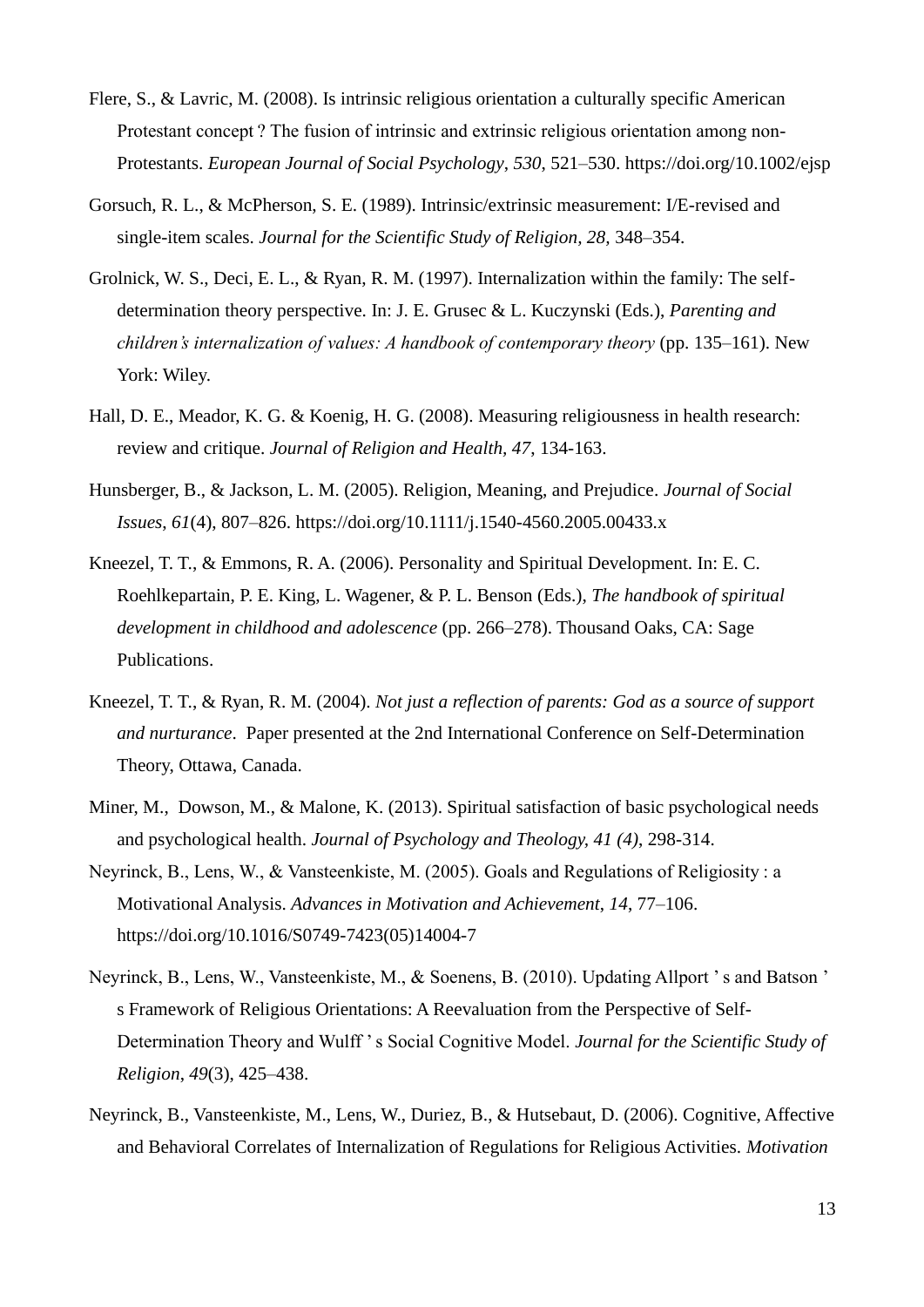Flere, S., & Lavric, M. (2008). Is intrinsic religious orientation a culturally specific American Protestant concept ? The fusion of intrinsic and extrinsic religious orientation among non-Protestants. *European Journal of Social Psychology*, *530*, 521–530. https://doi.org/10.1002/ejsp

Gorsuch, R. L., & McPherson, S. E. (1989). Intrinsic/extrinsic measurement: I/E-revised and single-item scales. *Journal for the Scientific Study of Religion, 28*, 348–354.

Grolnick, W. S., Deci, E. L., & Ryan, R. M. (1997). Internalization within the family: The self-determination theory perspective. In: J. E. Grusec & L. Kuczynski (Eds.), *Parenting and children's internalization of values: A handbook of contemporary theory* (pp. 135–161). New York: Wiley.

Hall, D. E., Meador, K. G. & Koenig, H. G. (2008). Measuring religiousness in health research: review and critique. *Journal of Religion and Health, 47*, 134-163.

Hunsberger, B., & Jackson, L. M. (2005). Religion, Meaning, and Prejudice. *Journal of Social Issues*, *61*(4), 807–826. https://doi.org/10.1111/j.1540-4560.2005.00433.x

Kneezel, T. T., & Emmons, R. A. (2006). Personality and Spiritual Development. In: E. C. Roehlkepartain, P. E. King, L. Wagener, & P. L. Benson (Eds.), *The handbook of spiritual development in childhood and adolescence* (pp. 266–278). Thousand Oaks, CA: Sage Publications.

Kneezel, T. T., & Ryan, R. M. (2004). *Not just a reflection of parents: God as a source of support and nurturance*. Paper presented at the 2nd International Conference on Self-Determination Theory, Ottawa, Canada.

Miner, M., Dowson, M., & Malone, K. (2013). Spiritual satisfaction of basic psychological needs and psychological health. *Journal of Psychology and Theology, 41 (4)*, 298-314.

Neyrinck, B., Lens, W., & Vansteenkiste, M. (2005). Goals and Regulations of Religiosity : a Motivational Analysis. *Advances in Motivation and Achievement*, *14*, 77–106. https://doi.org/10.1016/S0749-7423(05)14004-7

Neyrinck, B., Lens, W., Vansteenkiste, M., & Soenens, B. (2010). Updating Allport ' s and Batson ' s Framework of Religious Orientations: A Reevaluation from the Perspective of Self-Determination Theory and Wulff ' s Social Cognitive Model. *Journal for the Scientific Study of Religion*, *49*(3), 425–438.

Neyrinck, B., Vansteenkiste, M., Lens, W., Duriez, B., & Hutsebaut, D. (2006). Cognitive, Affective and Behavioral Correlates of Internalization of Regulations for Religious Activities. *Motivation*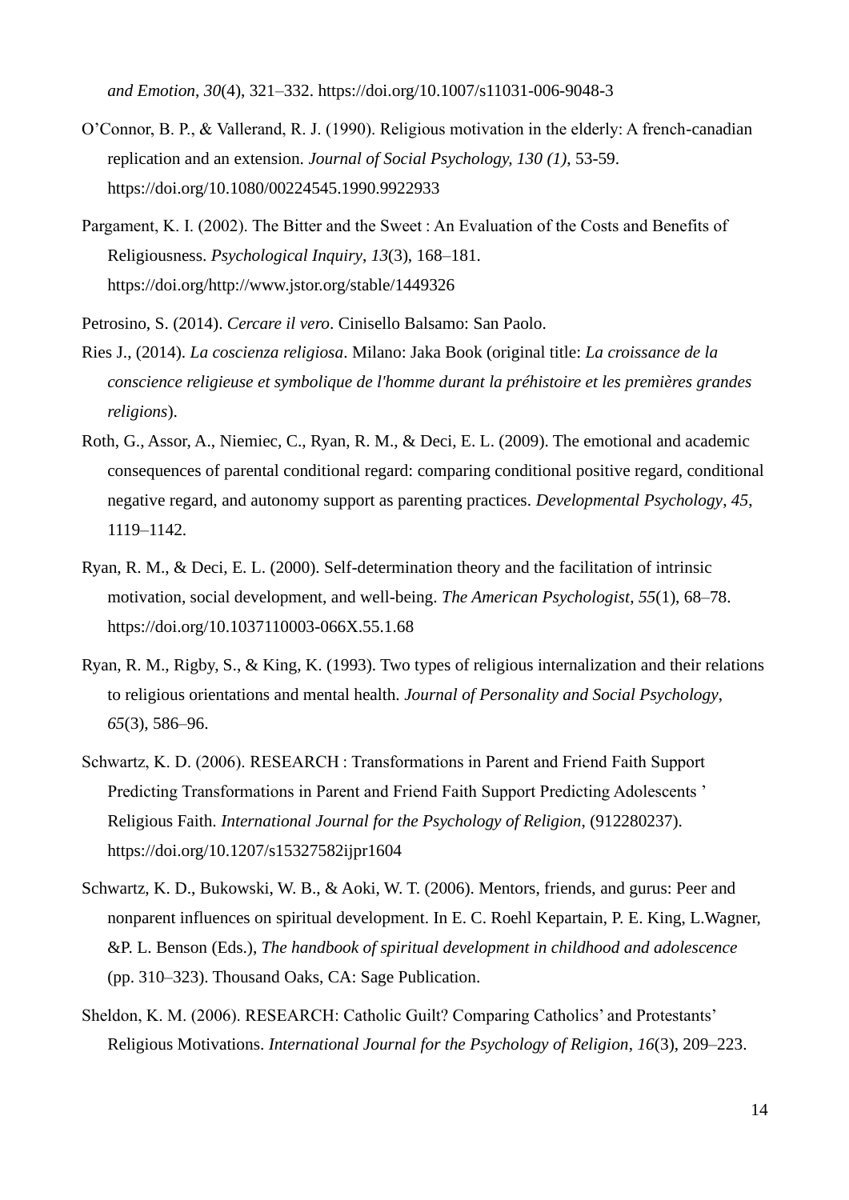*and Emotion*, *30*(4), 321–332. https://doi.org/10.1007/s11031-006-9048-3

O'Connor, B. P., & Vallerand, R. J. (1990). Religious motivation in the elderly: A french-canadian replication and an extension. *Journal of Social Psychology, 130 (1)*, 53-59. https://doi.org/10.1080/00224545.1990.9922933

Pargament, K. I. (2002). The Bitter and the Sweet : An Evaluation of the Costs and Benefits of Religiousness. *Psychological Inquiry*, *13*(3), 168–181. https://doi.org/http://www.jstor.org/stable/1449326

Petrosino, S. (2014). *Cercare il vero*. Cinisello Balsamo: San Paolo.

Ries J., (2014). *La coscienza religiosa*. Milano: Jaka Book (original title: *La croissance de la conscience religieuse et symbolique de l'homme durant la préhistoire et les premières grandes religions*).

Roth, G., Assor, A., Niemiec, C., Ryan, R. M., & Deci, E. L. (2009). The emotional and academic consequences of parental conditional regard: comparing conditional positive regard, conditional negative regard, and autonomy support as parenting practices. *Developmental Psychology*, *45*, 1119–1142.

Ryan, R. M., & Deci, E. L. (2000). Self-determination theory and the facilitation of intrinsic motivation, social development, and well-being. *The American Psychologist*, *55*(1), 68–78. https://doi.org/10.1037110003-066X.55.1.68

Ryan, R. M., Rigby, S., & King, K. (1993). Two types of religious internalization and their relations to religious orientations and mental health. *Journal of Personality and Social Psychology*, *65*(3), 586–96.

Schwartz, K. D. (2006). RESEARCH : Transformations in Parent and Friend Faith Support Predicting Transformations in Parent and Friend Faith Support Predicting Adolescents ' Religious Faith. *International Journal for the Psychology of Religion*, (912280237). https://doi.org/10.1207/s15327582ijpr1604

Schwartz, K. D., Bukowski, W. B., & Aoki, W. T. (2006). Mentors, friends, and gurus: Peer and nonparent influences on spiritual development. In E. C. Roehl Kepartain, P. E. King, L.Wagner, &P. L. Benson (Eds.), *The handbook of spiritual development in childhood and adolescence* (pp. 310–323). Thousand Oaks, CA: Sage Publication.

Sheldon, K. M. (2006). RESEARCH: Catholic Guilt? Comparing Catholics' and Protestants' Religious Motivations. *International Journal for the Psychology of Religion*, *16*(3), 209–223.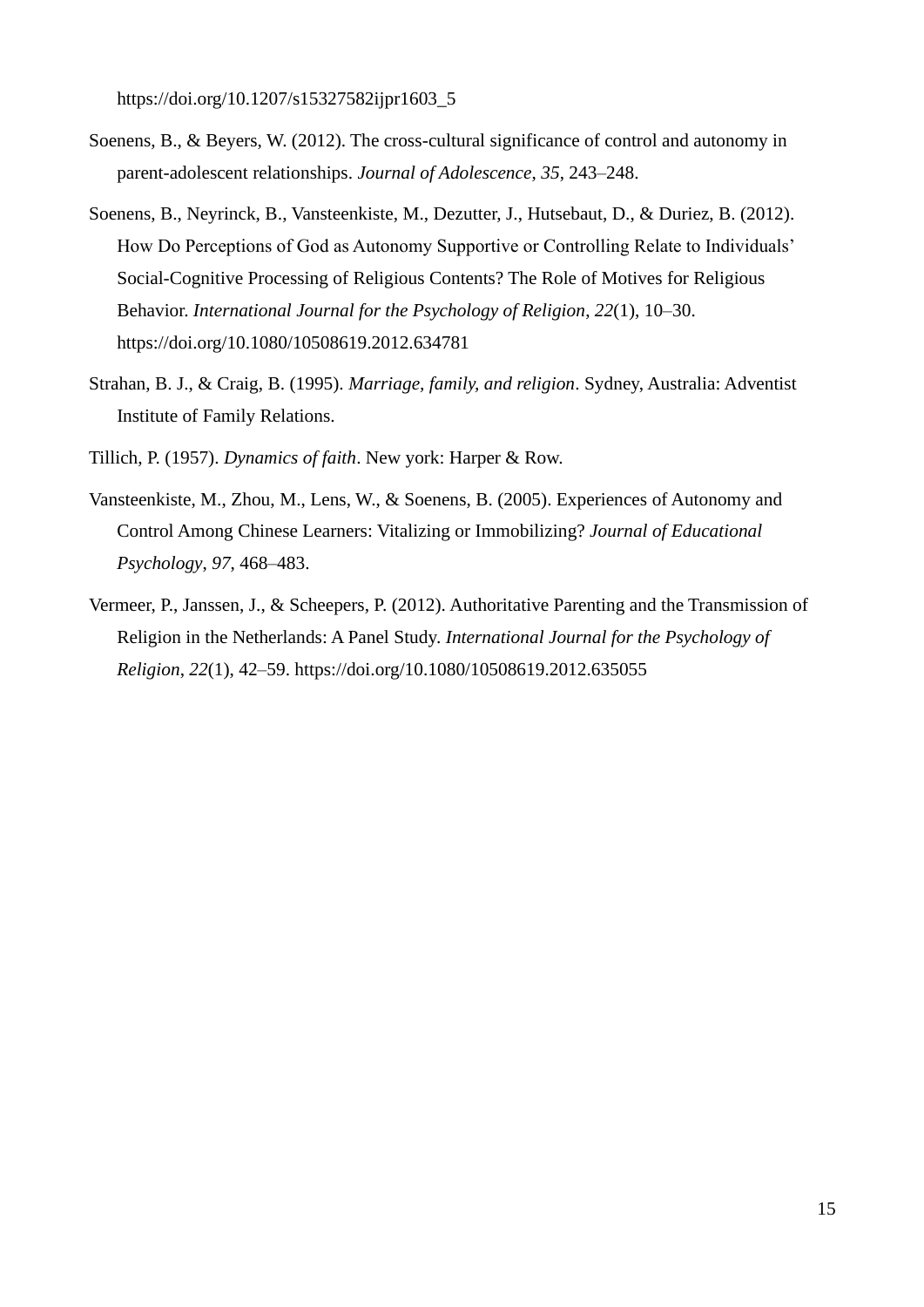https://doi.org/10.1207/s15327582ijpr1603_5

Soenens, B., & Beyers, W. (2012). The cross-cultural significance of control and autonomy in parent-adolescent relationships. *Journal of Adolescence*, *35*, 243–248.

Soenens, B., Neyrinck, B., Vansteenkiste, M., Dezutter, J., Hutsebaut, D., & Duriez, B. (2012). How Do Perceptions of God as Autonomy Supportive or Controlling Relate to Individuals' Social-Cognitive Processing of Religious Contents? The Role of Motives for Religious Behavior. *International Journal for the Psychology of Religion*, *22*(1), 10–30. https://doi.org/10.1080/10508619.2012.634781

Strahan, B. J., & Craig, B. (1995). *Marriage, family, and religion*. Sydney, Australia: Adventist Institute of Family Relations.

Tillich, P. (1957). *Dynamics of faith*. New york: Harper & Row.

Vansteenkiste, M., Zhou, M., Lens, W., & Soenens, B. (2005). Experiences of Autonomy and Control Among Chinese Learners: Vitalizing or Immobilizing? *Journal of Educational Psychology*, *97*, 468–483.

Vermeer, P., Janssen, J., & Scheepers, P. (2012). Authoritative Parenting and the Transmission of Religion in the Netherlands: A Panel Study. *International Journal for the Psychology of Religion*, *22*(1), 42–59. https://doi.org/10.1080/10508619.2012.635055